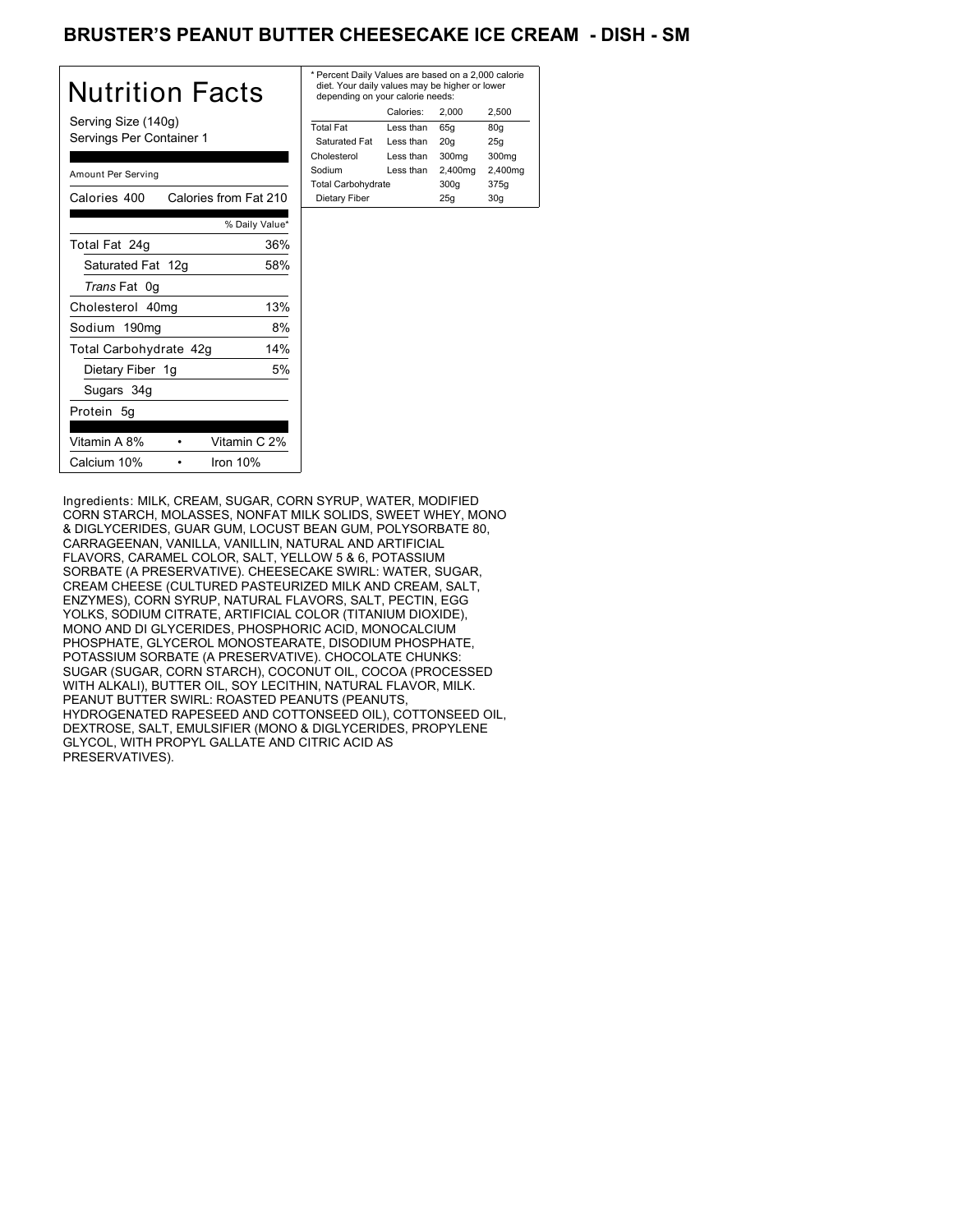# BRUSTER'S PEANUT BUTTER CHEESECAKE ICE CREAM - DISH - SM

## Nutrition Facts

Serving Size (140g)
Servings Per Container 1

| Amount Per Serving | |
|---|---|
| Calories 400 | Calories from Fat 210 |
| | % Daily Value* |
| Total Fat 24g | 36% |
| Saturated Fat 12g | 58% |
| *Trans* Fat 0g | |
| Cholesterol 40mg | 13% |
| Sodium 190mg | 8% |
| Total Carbohydrate 42g | 14% |
| Dietary Fiber 1g | 5% |
| Sugars 34g | |
| Protein 5g | |

| | |
|---|---|
| Vitamin A 8% | Vitamin C 2% |
| Calcium 10% | Iron 10% |

* Percent Daily Values are based on a 2,000 calorie diet. Your daily values may be higher or lower depending on your calorie needs:

| | Calories: | 2,000 | 2,500 |
|---|---|---|---|
| Total Fat | Less than | 65g | 80g |
| Saturated Fat | Less than | 20g | 25g |
| Cholesterol | Less than | 300mg | 300mg |
| Sodium | Less than | 2,400mg | 2,400mg |
| Total Carbohydrate | | 300g | 375g |
| Dietary Fiber | | 25g | 30g |

Ingredients: MILK, CREAM, SUGAR, CORN SYRUP, WATER, MODIFIED CORN STARCH, MOLASSES, NONFAT MILK SOLIDS, SWEET WHEY, MONO & DIGLYCERIDES, GUAR GUM, LOCUST BEAN GUM, POLYSORBATE 80, CARRAGEENAN, VANILLA, VANILLIN, NATURAL AND ARTIFICIAL FLAVORS, CARAMEL COLOR, SALT, YELLOW 5 & 6, POTASSIUM SORBATE (A PRESERVATIVE). CHEESECAKE SWIRL: WATER, SUGAR, CREAM CHEESE (CULTURED PASTEURIZED MILK AND CREAM, SALT, ENZYMES), CORN SYRUP, NATURAL FLAVORS, SALT, PECTIN, EGG YOLKS, SODIUM CITRATE, ARTIFICIAL COLOR (TITANIUM DIOXIDE), MONO AND DI GLYCERIDES, PHOSPHORIC ACID, MONOCALCIUM PHOSPHATE, GLYCEROL MONOSTEARATE, DISODIUM PHOSPHATE, POTASSIUM SORBATE (A PRESERVATIVE). CHOCOLATE CHUNKS: SUGAR (SUGAR, CORN STARCH), COCONUT OIL, COCOA (PROCESSED WITH ALKALI), BUTTER OIL, SOY LECITHIN, NATURAL FLAVOR, MILK. PEANUT BUTTER SWIRL: ROASTED PEANUTS (PEANUTS, HYDROGENATED RAPESEED AND COTTONSEED OIL), COTTONSEED OIL, DEXTROSE, SALT, EMULSIFIER (MONO & DIGLYCERIDES, PROPYLENE GLYCOL, WITH PROPYL GALLATE AND CITRIC ACID AS PRESERVATIVES).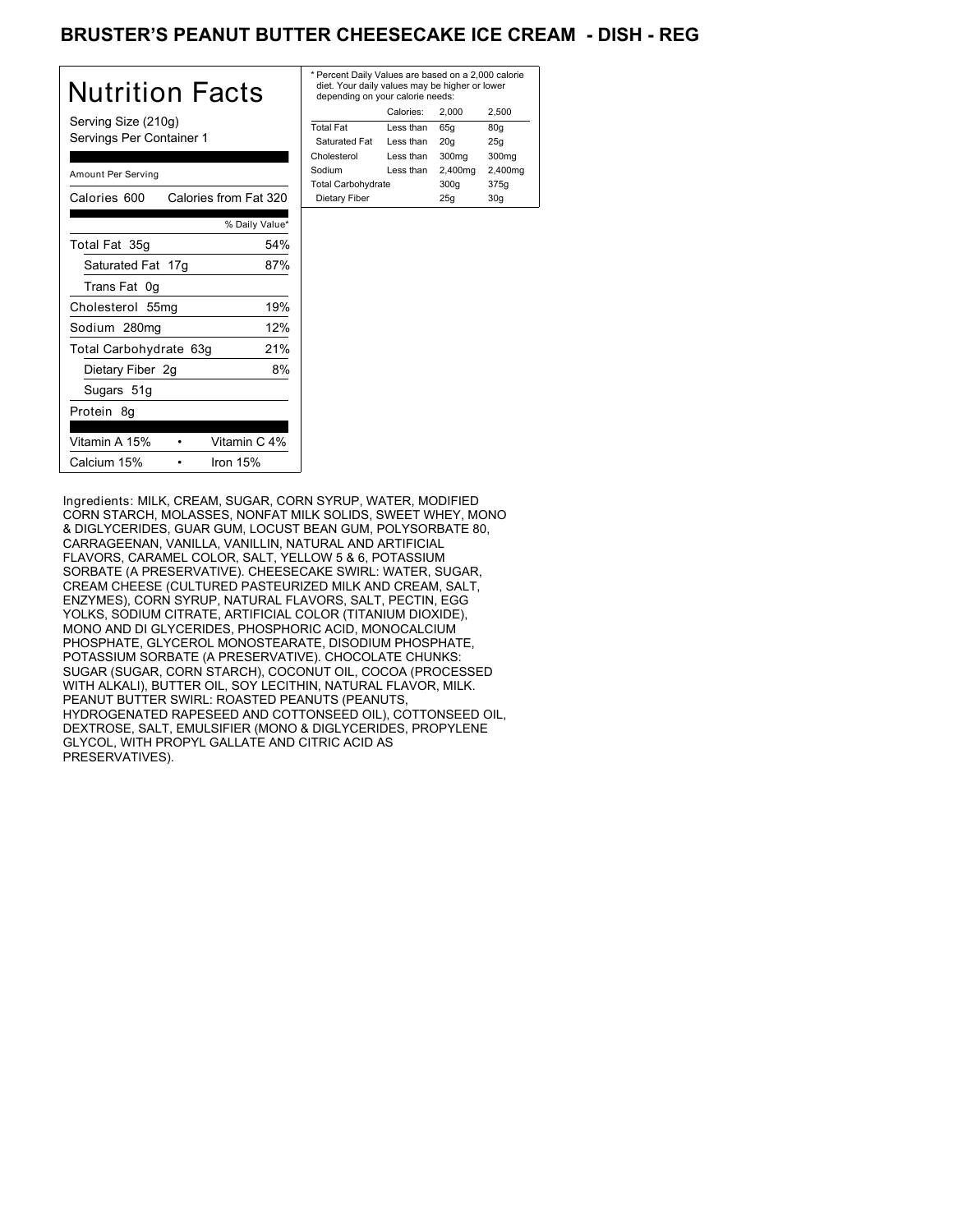# BRUSTER'S PEANUT BUTTER CHEESECAKE ICE CREAM - DISH - REG

## Nutrition Facts

Serving Size (210g)
Servings Per Container 1

Amount Per Serving

| Calories 600 | Calories from Fat 320 |
|---|---|
| | % Daily Value* |
| Total Fat 35g | 54% |
| Saturated Fat 17g | 87% |
| Trans Fat 0g | |
| Cholesterol 55mg | 19% |
| Sodium 280mg | 12% |
| Total Carbohydrate 63g | 21% |
| Dietary Fiber 2g | 8% |
| Sugars 51g | |
| Protein 8g | |

| Vitamin A 15% | • | Vitamin C 4% |
|---|---|---|
| Calcium 15% | • | Iron 15% |

* Percent Daily Values are based on a 2,000 calorie diet. Your daily values may be higher or lower depending on your calorie needs:

| | Calories: | 2,000 | 2,500 |
|---|---|---|---|
| Total Fat | Less than | 65g | 80g |
| Saturated Fat | Less than | 20g | 25g |
| Cholesterol | Less than | 300mg | 300mg |
| Sodium | Less than | 2,400mg | 2,400mg |
| Total Carbohydrate | | 300g | 375g |
| Dietary Fiber | | 25g | 30g |

Ingredients: MILK, CREAM, SUGAR, CORN SYRUP, WATER, MODIFIED CORN STARCH, MOLASSES, NONFAT MILK SOLIDS, SWEET WHEY, MONO & DIGLYCERIDES, GUAR GUM, LOCUST BEAN GUM, POLYSORBATE 80, CARRAGEENAN, VANILLA, VANILLIN, NATURAL AND ARTIFICIAL FLAVORS, CARAMEL COLOR, SALT, YELLOW 5 & 6, POTASSIUM SORBATE (A PRESERVATIVE). CHEESECAKE SWIRL: WATER, SUGAR, CREAM CHEESE (CULTURED PASTEURIZED MILK AND CREAM, SALT, ENZYMES), CORN SYRUP, NATURAL FLAVORS, SALT, PECTIN, EGG YOLKS, SODIUM CITRATE, ARTIFICIAL COLOR (TITANIUM DIOXIDE), MONO AND DI GLYCERIDES, PHOSPHORIC ACID, MONOCALCIUM PHOSPHATE, GLYCEROL MONOSTEARATE, DISODIUM PHOSPHATE, POTASSIUM SORBATE (A PRESERVATIVE). CHOCOLATE CHUNKS: SUGAR (SUGAR, CORN STARCH), COCONUT OIL, COCOA (PROCESSED WITH ALKALI), BUTTER OIL, SOY LECITHIN, NATURAL FLAVOR, MILK. PEANUT BUTTER SWIRL: ROASTED PEANUTS (PEANUTS, HYDROGENATED RAPESEED AND COTTONSEED OIL), COTTONSEED OIL, DEXTROSE, SALT, EMULSIFIER (MONO & DIGLYCERIDES, PROPYLENE GLYCOL, WITH PROPYL GALLATE AND CITRIC ACID AS PRESERVATIVES).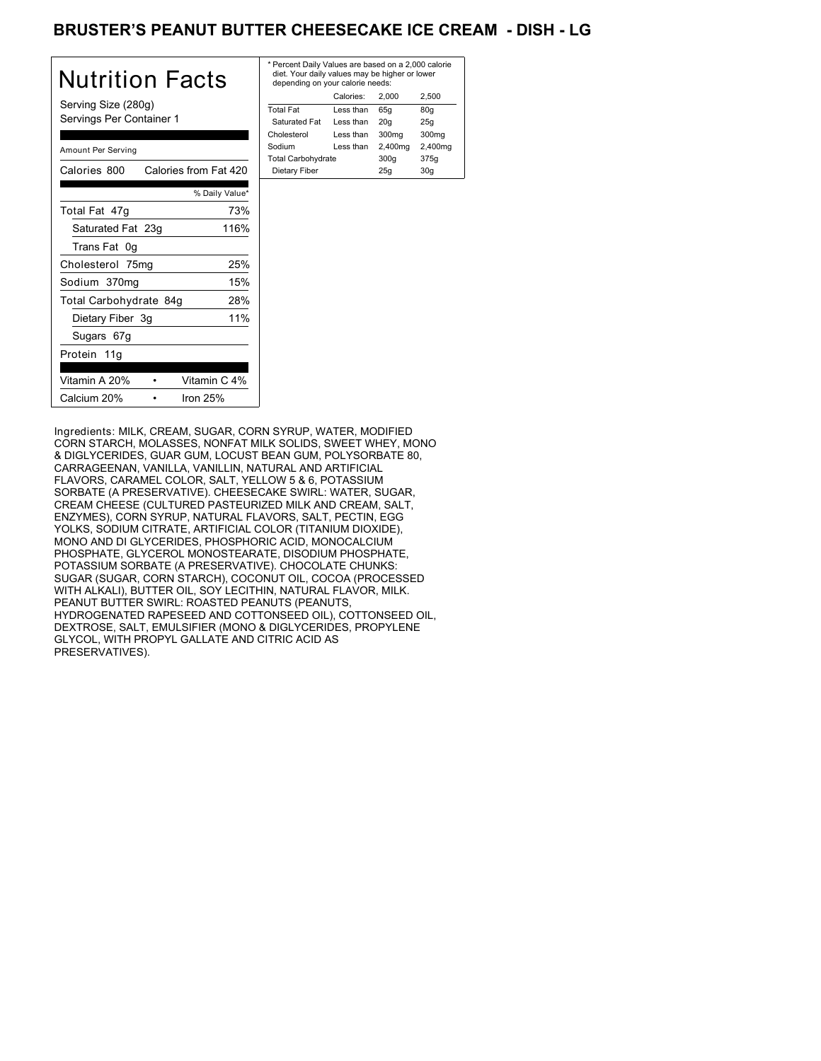# BRUSTER'S PEANUT BUTTER CHEESECAKE ICE CREAM - DISH - LG

## Nutrition Facts

Serving Size (280g)
Servings Per Container 1

Amount Per Serving

| Calories 800 | Calories from Fat 420 |
|---|---|
| | % Daily Value* |
| Total Fat 47g | 73% |
| Saturated Fat 23g | 116% |
| Trans Fat 0g | |
| Cholesterol 75mg | 25% |
| Sodium 370mg | 15% |
| Total Carbohydrate 84g | 28% |
| Dietary Fiber 3g | 11% |
| Sugars 67g | |
| Protein 11g | |

| Vitamin A 20% | • | Vitamin C 4% |
|---|---|---|
| Calcium 20% | • | Iron 25% |

* Percent Daily Values are based on a 2,000 calorie diet. Your daily values may be higher or lower depending on your calorie needs:

| | Calories: | 2,000 | 2,500 |
|---|---|---|---|
| Total Fat | Less than | 65g | 80g |
| Saturated Fat | Less than | 20g | 25g |
| Cholesterol | Less than | 300mg | 300mg |
| Sodium | Less than | 2,400mg | 2,400mg |
| Total Carbohydrate | | 300g | 375g |
| Dietary Fiber | | 25g | 30g |

Ingredients: MILK, CREAM, SUGAR, CORN SYRUP, WATER, MODIFIED CORN STARCH, MOLASSES, NONFAT MILK SOLIDS, SWEET WHEY, MONO & DIGLYCERIDES, GUAR GUM, LOCUST BEAN GUM, POLYSORBATE 80, CARRAGEENAN, VANILLA, VANILLIN, NATURAL AND ARTIFICIAL FLAVORS, CARAMEL COLOR, SALT, YELLOW 5 & 6, POTASSIUM SORBATE (A PRESERVATIVE). CHEESECAKE SWIRL: WATER, SUGAR, CREAM CHEESE (CULTURED PASTEURIZED MILK AND CREAM, SALT, ENZYMES), CORN SYRUP, NATURAL FLAVORS, SALT, PECTIN, EGG YOLKS, SODIUM CITRATE, ARTIFICIAL COLOR (TITANIUM DIOXIDE), MONO AND DI GLYCERIDES, PHOSPHORIC ACID, MONOCALCIUM PHOSPHATE, GLYCEROL MONOSTEARATE, DISODIUM PHOSPHATE, POTASSIUM SORBATE (A PRESERVATIVE). CHOCOLATE CHUNKS: SUGAR (SUGAR, CORN STARCH), COCONUT OIL, COCOA (PROCESSED WITH ALKALI), BUTTER OIL, SOY LECITHIN, NATURAL FLAVOR, MILK. PEANUT BUTTER SWIRL: ROASTED PEANUTS (PEANUTS, HYDROGENATED RAPESEED AND COTTONSEED OIL), COTTONSEED OIL, DEXTROSE, SALT, EMULSIFIER (MONO & DIGLYCERIDES, PROPYLENE GLYCOL, WITH PROPYL GALLATE AND CITRIC ACID AS PRESERVATIVES).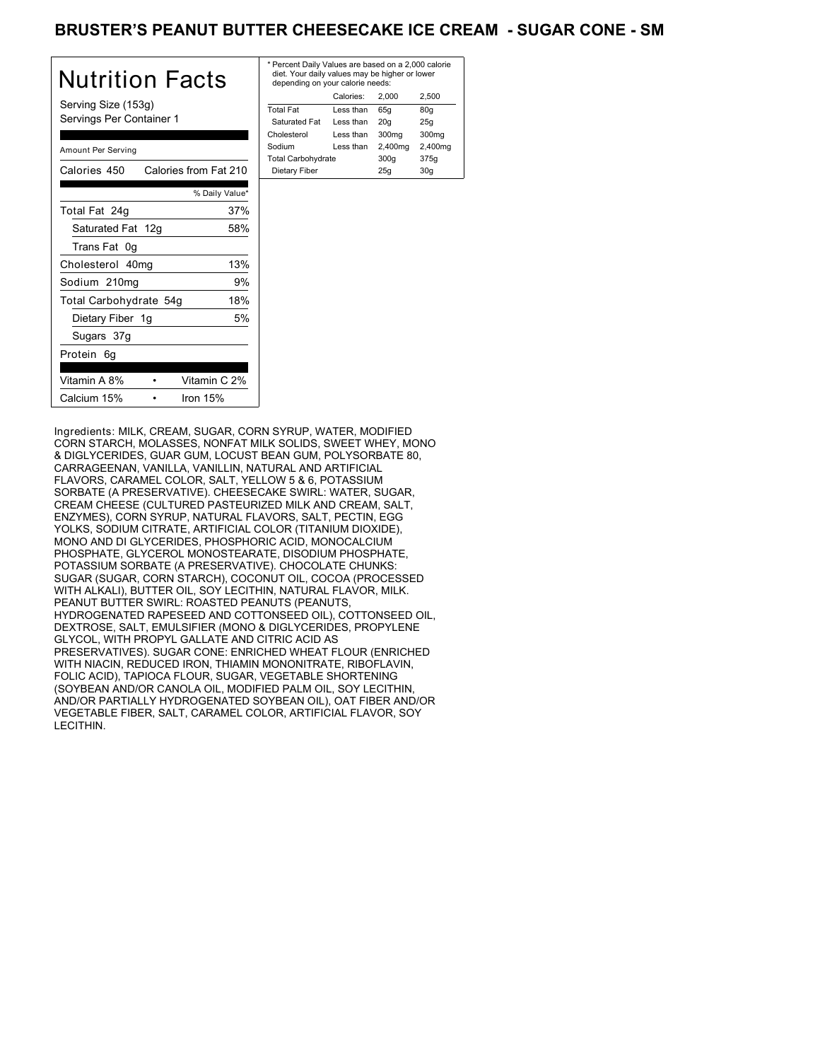# BRUSTER'S PEANUT BUTTER CHEESECAKE ICE CREAM - SUGAR CONE - SM

## Nutrition Facts

Serving Size (153g)
Servings Per Container 1

Amount Per Serving

| Calories 450 | Calories from Fat 210 |
|---|---|
| | % Daily Value* |
| Total Fat 24g | 37% |
| Saturated Fat 12g | 58% |
| Trans Fat 0g | |
| Cholesterol 40mg | 13% |
| Sodium 210mg | 9% |
| Total Carbohydrate 54g | 18% |
| Dietary Fiber 1g | 5% |
| Sugars 37g | |
| Protein 6g | |

| Vitamin A 8% | • | Vitamin C 2% |
|---|---|---|
| Calcium 15% | • | Iron 15% |

* Percent Daily Values are based on a 2,000 calorie diet. Your daily values may be higher or lower depending on your calorie needs:

| | Calories: | 2,000 | 2,500 |
|---|---|---|---|
| Total Fat | Less than | 65g | 80g |
| Saturated Fat | Less than | 20g | 25g |
| Cholesterol | Less than | 300mg | 300mg |
| Sodium | Less than | 2,400mg | 2,400mg |
| Total Carbohydrate | | 300g | 375g |
| Dietary Fiber | | 25g | 30g |

Ingredients: MILK, CREAM, SUGAR, CORN SYRUP, WATER, MODIFIED CORN STARCH, MOLASSES, NONFAT MILK SOLIDS, SWEET WHEY, MONO & DIGLYCERIDES, GUAR GUM, LOCUST BEAN GUM, POLYSORBATE 80, CARRAGEENAN, VANILLA, VANILLIN, NATURAL AND ARTIFICIAL FLAVORS, CARAMEL COLOR, SALT, YELLOW 5 & 6, POTASSIUM SORBATE (A PRESERVATIVE). CHEESECAKE SWIRL: WATER, SUGAR, CREAM CHEESE (CULTURED PASTEURIZED MILK AND CREAM, SALT, ENZYMES), CORN SYRUP, NATURAL FLAVORS, SALT, PECTIN, EGG YOLKS, SODIUM CITRATE, ARTIFICIAL COLOR (TITANIUM DIOXIDE), MONO AND DI GLYCERIDES, PHOSPHORIC ACID, MONOCALCIUM PHOSPHATE, GLYCEROL MONOSTEARATE, DISODIUM PHOSPHATE, POTASSIUM SORBATE (A PRESERVATIVE). CHOCOLATE CHUNKS: SUGAR (SUGAR, CORN STARCH), COCONUT OIL, COCOA (PROCESSED WITH ALKALI), BUTTER OIL, SOY LECITHIN, NATURAL FLAVOR, MILK. PEANUT BUTTER SWIRL: ROASTED PEANUTS (PEANUTS, HYDROGENATED RAPESEED AND COTTONSEED OIL), COTTONSEED OIL, DEXTROSE, SALT, EMULSIFIER (MONO & DIGLYCERIDES, PROPYLENE GLYCOL, WITH PROPYL GALLATE AND CITRIC ACID AS PRESERVATIVES). SUGAR CONE: ENRICHED WHEAT FLOUR (ENRICHED WITH NIACIN, REDUCED IRON, THIAMIN MONONITRATE, RIBOFLAVIN, FOLIC ACID), TAPIOCA FLOUR, SUGAR, VEGETABLE SHORTENING (SOYBEAN AND/OR CANOLA OIL, MODIFIED PALM OIL, SOY LECITHIN, AND/OR PARTIALLY HYDROGENATED SOYBEAN OIL), OAT FIBER AND/OR VEGETABLE FIBER, SALT, CARAMEL COLOR, ARTIFICIAL FLAVOR, SOY LECITHIN.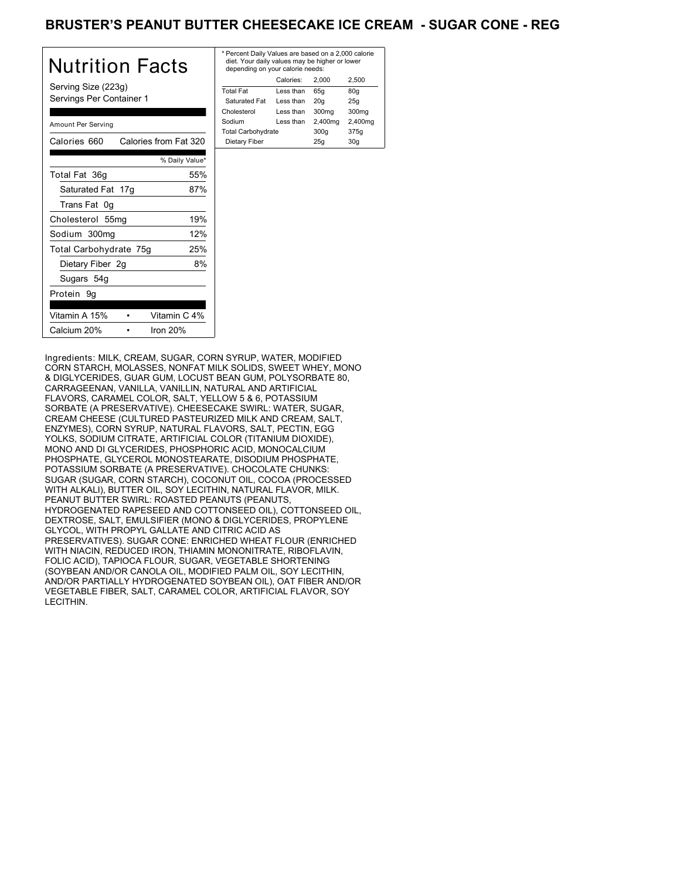# BRUSTER'S PEANUT BUTTER CHEESECAKE ICE CREAM - SUGAR CONE - REG

## Nutrition Facts

Serving Size (223g)
Servings Per Container 1

Amount Per Serving

| Calories 660 | Calories from Fat 320 |
|---|---|
| | % Daily Value* |
| Total Fat 36g | 55% |
| Saturated Fat 17g | 87% |
| Trans Fat 0g | |
| Cholesterol 55mg | 19% |
| Sodium 300mg | 12% |
| Total Carbohydrate 75g | 25% |
| Dietary Fiber 2g | 8% |
| Sugars 54g | |
| Protein 9g | |

| Vitamin A 15% | • | Vitamin C 4% |
|---|---|---|
| Calcium 20% | • | Iron 20% |

* Percent Daily Values are based on a 2,000 calorie diet. Your daily values may be higher or lower depending on your calorie needs:

| | Calories: | 2,000 | 2,500 |
|---|---|---|---|
| Total Fat | Less than | 65g | 80g |
| Saturated Fat | Less than | 20g | 25g |
| Cholesterol | Less than | 300mg | 300mg |
| Sodium | Less than | 2,400mg | 2,400mg |
| Total Carbohydrate | | 300g | 375g |
| Dietary Fiber | | 25g | 30g |

Ingredients: MILK, CREAM, SUGAR, CORN SYRUP, WATER, MODIFIED CORN STARCH, MOLASSES, NONFAT MILK SOLIDS, SWEET WHEY, MONO & DIGLYCERIDES, GUAR GUM, LOCUST BEAN GUM, POLYSORBATE 80, CARRAGEENAN, VANILLA, VANILLIN, NATURAL AND ARTIFICIAL FLAVORS, CARAMEL COLOR, SALT, YELLOW 5 & 6, POTASSIUM SORBATE (A PRESERVATIVE). CHEESECAKE SWIRL: WATER, SUGAR, CREAM CHEESE (CULTURED PASTEURIZED MILK AND CREAM, SALT, ENZYMES), CORN SYRUP, NATURAL FLAVORS, SALT, PECTIN, EGG YOLKS, SODIUM CITRATE, ARTIFICIAL COLOR (TITANIUM DIOXIDE), MONO AND DI GLYCERIDES, PHOSPHORIC ACID, MONOCALCIUM PHOSPHATE, GLYCEROL MONOSTEARATE, DISODIUM PHOSPHATE, POTASSIUM SORBATE (A PRESERVATIVE). CHOCOLATE CHUNKS: SUGAR (SUGAR, CORN STARCH), COCONUT OIL, COCOA (PROCESSED WITH ALKALI), BUTTER OIL, SOY LECITHIN, NATURAL FLAVOR, MILK. PEANUT BUTTER SWIRL: ROASTED PEANUTS (PEANUTS, HYDROGENATED RAPESEED AND COTTONSEED OIL), COTTONSEED OIL, DEXTROSE, SALT, EMULSIFIER (MONO & DIGLYCERIDES, PROPYLENE GLYCOL, WITH PROPYL GALLATE AND CITRIC ACID AS PRESERVATIVES). SUGAR CONE: ENRICHED WHEAT FLOUR (ENRICHED WITH NIACIN, REDUCED IRON, THIAMIN MONONITRATE, RIBOFLAVIN, FOLIC ACID), TAPIOCA FLOUR, SUGAR, VEGETABLE SHORTENING (SOYBEAN AND/OR CANOLA OIL, MODIFIED PALM OIL, SOY LECITHIN, AND/OR PARTIALLY HYDROGENATED SOYBEAN OIL), OAT FIBER AND/OR VEGETABLE FIBER, SALT, CARAMEL COLOR, ARTIFICIAL FLAVOR, SOY LECITHIN.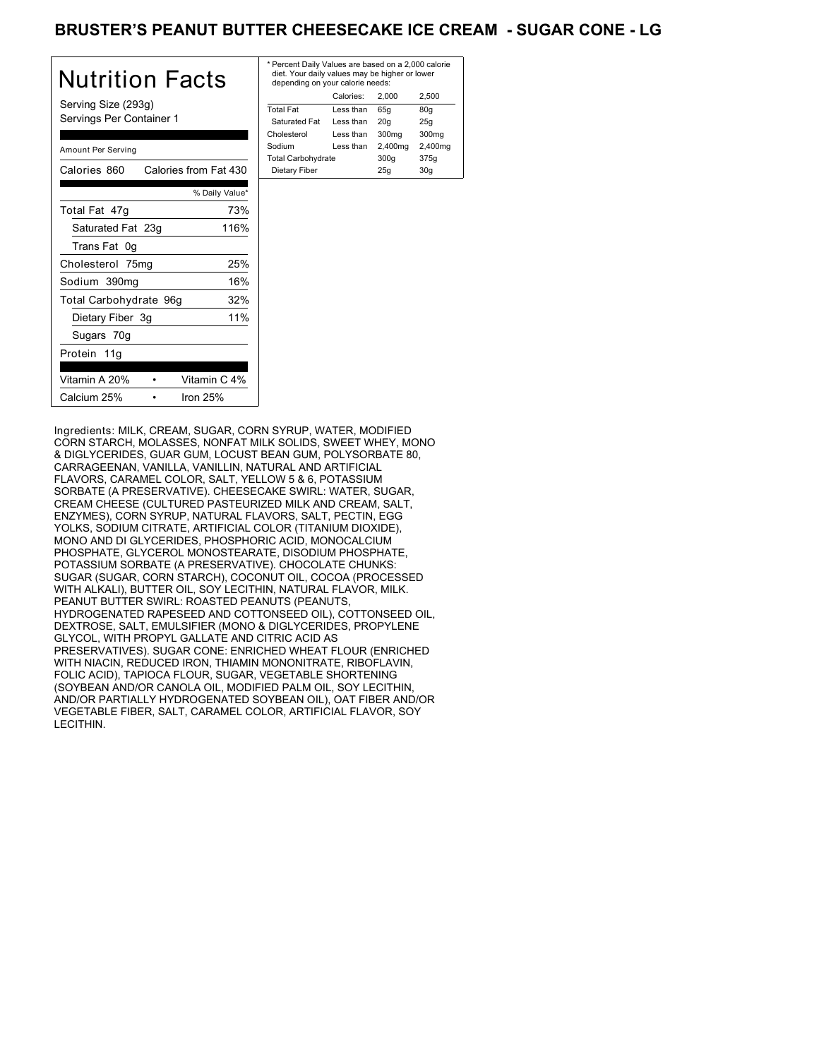# BRUSTER'S PEANUT BUTTER CHEESECAKE ICE CREAM - SUGAR CONE - LG

## Nutrition Facts

Serving Size (293g)
Servings Per Container 1

| Amount Per Serving | |
|---|---|
| Calories 860 | Calories from Fat 430 |
| | % Daily Value* |
| Total Fat 47g | 73% |
| Saturated Fat 23g | 116% |
| Trans Fat 0g | |
| Cholesterol 75mg | 25% |
| Sodium 390mg | 16% |
| Total Carbohydrate 96g | 32% |
| Dietary Fiber 3g | 11% |
| Sugars 70g | |
| Protein 11g | |
| Vitamin A 20% • | Vitamin C 4% |
| Calcium 25% • | Iron 25% |

* Percent Daily Values are based on a 2,000 calorie diet. Your daily values may be higher or lower depending on your calorie needs:

| | Calories: | 2,000 | 2,500 |
|---|---|---|---|
| Total Fat | Less than | 65g | 80g |
| Saturated Fat | Less than | 20g | 25g |
| Cholesterol | Less than | 300mg | 300mg |
| Sodium | Less than | 2,400mg | 2,400mg |
| Total Carbohydrate | | 300g | 375g |
| Dietary Fiber | | 25g | 30g |

Ingredients: MILK, CREAM, SUGAR, CORN SYRUP, WATER, MODIFIED CORN STARCH, MOLASSES, NONFAT MILK SOLIDS, SWEET WHEY, MONO & DIGLYCERIDES, GUAR GUM, LOCUST BEAN GUM, POLYSORBATE 80, CARRAGEENAN, VANILLA, VANILLIN, NATURAL AND ARTIFICIAL FLAVORS, CARAMEL COLOR, SALT, YELLOW 5 & 6, POTASSIUM SORBATE (A PRESERVATIVE). CHEESECAKE SWIRL: WATER, SUGAR, CREAM CHEESE (CULTURED PASTEURIZED MILK AND CREAM, SALT, ENZYMES), CORN SYRUP, NATURAL FLAVORS, SALT, PECTIN, EGG YOLKS, SODIUM CITRATE, ARTIFICIAL COLOR (TITANIUM DIOXIDE), MONO AND DI GLYCERIDES, PHOSPHORIC ACID, MONOCALCIUM PHOSPHATE, GLYCEROL MONOSTEARATE, DISODIUM PHOSPHATE, POTASSIUM SORBATE (A PRESERVATIVE). CHOCOLATE CHUNKS: SUGAR (SUGAR, CORN STARCH), COCONUT OIL, COCOA (PROCESSED WITH ALKALI), BUTTER OIL, SOY LECITHIN, NATURAL FLAVOR, MILK. PEANUT BUTTER SWIRL: ROASTED PEANUTS (PEANUTS, HYDROGENATED RAPESEED AND COTTONSEED OIL), COTTONSEED OIL, DEXTROSE, SALT, EMULSIFIER (MONO & DIGLYCERIDES, PROPYLENE GLYCOL, WITH PROPYL GALLATE AND CITRIC ACID AS PRESERVATIVES). SUGAR CONE: ENRICHED WHEAT FLOUR (ENRICHED WITH NIACIN, REDUCED IRON, THIAMIN MONONITRATE, RIBOFLAVIN, FOLIC ACID), TAPIOCA FLOUR, SUGAR, VEGETABLE SHORTENING (SOYBEAN AND/OR CANOLA OIL, MODIFIED PALM OIL, SOY LECITHIN, AND/OR PARTIALLY HYDROGENATED SOYBEAN OIL), OAT FIBER AND/OR VEGETABLE FIBER, SALT, CARAMEL COLOR, ARTIFICIAL FLAVOR, SOY LECITHIN.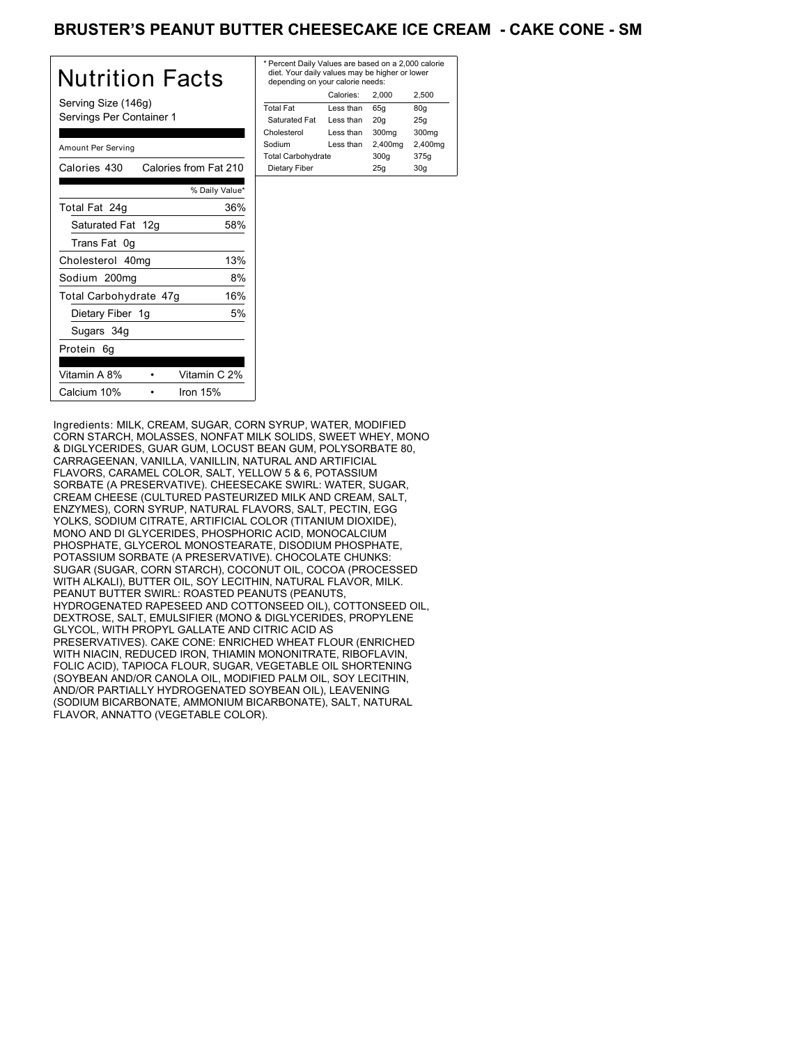# BRUSTER'S PEANUT BUTTER CHEESECAKE ICE CREAM - CAKE CONE - SM

## Nutrition Facts

Serving Size (146g)
Servings Per Container 1

Amount Per Serving

| Calories 430 | Calories from Fat 210 |
|---|---|
| | % Daily Value* |
| Total Fat 24g | 36% |
| Saturated Fat 12g | 58% |
| Trans Fat 0g | |
| Cholesterol 40mg | 13% |
| Sodium 200mg | 8% |
| Total Carbohydrate 47g | 16% |
| Dietary Fiber 1g | 5% |
| Sugars 34g | |
| Protein 6g | |

| Vitamin A 8% | • | Vitamin C 2% |
|---|---|---|
| Calcium 10% | • | Iron 15% |

* Percent Daily Values are based on a 2,000 calorie diet. Your daily values may be higher or lower depending on your calorie needs:

| | Calories: | 2,000 | 2,500 |
|---|---|---|---|
| Total Fat | Less than | 65g | 80g |
| Saturated Fat | Less than | 20g | 25g |
| Cholesterol | Less than | 300mg | 300mg |
| Sodium | Less than | 2,400mg | 2,400mg |
| Total Carbohydrate | | 300g | 375g |
| Dietary Fiber | | 25g | 30g |

Ingredients: MILK, CREAM, SUGAR, CORN SYRUP, WATER, MODIFIED CORN STARCH, MOLASSES, NONFAT MILK SOLIDS, SWEET WHEY, MONO & DIGLYCERIDES, GUAR GUM, LOCUST BEAN GUM, POLYSORBATE 80, CARRAGEENAN, VANILLA, VANILLIN, NATURAL AND ARTIFICIAL FLAVORS, CARAMEL COLOR, SALT, YELLOW 5 & 6, POTASSIUM SORBATE (A PRESERVATIVE). CHEESECAKE SWIRL: WATER, SUGAR, CREAM CHEESE (CULTURED PASTEURIZED MILK AND CREAM, SALT, ENZYMES), CORN SYRUP, NATURAL FLAVORS, SALT, PECTIN, EGG YOLKS, SODIUM CITRATE, ARTIFICIAL COLOR (TITANIUM DIOXIDE), MONO AND DI GLYCERIDES, PHOSPHORIC ACID, MONOCALCIUM PHOSPHATE, GLYCEROL MONOSTEARATE, DISODIUM PHOSPHATE, POTASSIUM SORBATE (A PRESERVATIVE). CHOCOLATE CHUNKS: SUGAR (SUGAR, CORN STARCH), COCONUT OIL, COCOA (PROCESSED WITH ALKALI), BUTTER OIL, SOY LECITHIN, NATURAL FLAVOR, MILK. PEANUT BUTTER SWIRL: ROASTED PEANUTS (PEANUTS, HYDROGENATED RAPESEED AND COTTONSEED OIL), COTTONSEED OIL, DEXTROSE, SALT, EMULSIFIER (MONO & DIGLYCERIDES, PROPYLENE GLYCOL, WITH PROPYL GALLATE AND CITRIC ACID AS PRESERVATIVES). CAKE CONE: ENRICHED WHEAT FLOUR (ENRICHED WITH NIACIN, REDUCED IRON, THIAMIN MONONITRATE, RIBOFLAVIN, FOLIC ACID), TAPIOCA FLOUR, SUGAR, VEGETABLE OIL SHORTENING (SOYBEAN AND/OR CANOLA OIL, MODIFIED PALM OIL, SOY LECITHIN, AND/OR PARTIALLY HYDROGENATED SOYBEAN OIL), LEAVENING (SODIUM BICARBONATE, AMMONIUM BICARBONATE), SALT, NATURAL FLAVOR, ANNATTO (VEGETABLE COLOR).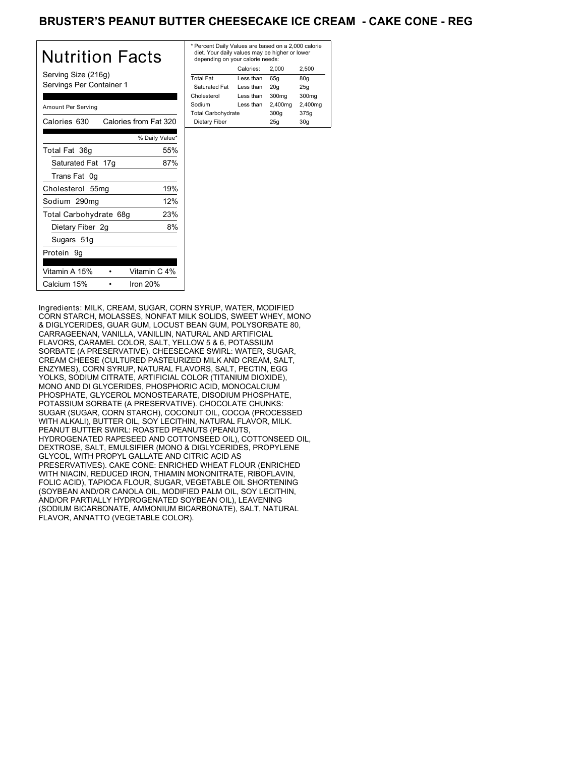# BRUSTER'S PEANUT BUTTER CHEESECAKE ICE CREAM - CAKE CONE - REG

## Nutrition Facts

Serving Size (216g)
Servings Per Container 1

Amount Per Serving

| Calories 630 | Calories from Fat 320 |
|---|---|
| | % Daily Value* |
| Total Fat 36g | 55% |
| Saturated Fat 17g | 87% |
| Trans Fat 0g | |
| Cholesterol 55mg | 19% |
| Sodium 290mg | 12% |
| Total Carbohydrate 68g | 23% |
| Dietary Fiber 2g | 8% |
| Sugars 51g | |
| Protein 9g | |

| Vitamin A 15% | • | Vitamin C 4% |
|---|---|---|
| Calcium 15% | • | Iron 20% |

* Percent Daily Values are based on a 2,000 calorie diet. Your daily values may be higher or lower depending on your calorie needs:

| | Calories: | 2,000 | 2,500 |
|---|---|---|---|
| Total Fat | Less than | 65g | 80g |
| Saturated Fat | Less than | 20g | 25g |
| Cholesterol | Less than | 300mg | 300mg |
| Sodium | Less than | 2,400mg | 2,400mg |
| Total Carbohydrate | | 300g | 375g |
| Dietary Fiber | | 25g | 30g |

Ingredients: MILK, CREAM, SUGAR, CORN SYRUP, WATER, MODIFIED CORN STARCH, MOLASSES, NONFAT MILK SOLIDS, SWEET WHEY, MONO & DIGLYCERIDES, GUAR GUM, LOCUST BEAN GUM, POLYSORBATE 80, CARRAGEENAN, VANILLA, VANILLIN, NATURAL AND ARTIFICIAL FLAVORS, CARAMEL COLOR, SALT, YELLOW 5 & 6, POTASSIUM SORBATE (A PRESERVATIVE). CHEESECAKE SWIRL: WATER, SUGAR, CREAM CHEESE (CULTURED PASTEURIZED MILK AND CREAM, SALT, ENZYMES), CORN SYRUP, NATURAL FLAVORS, SALT, PECTIN, EGG YOLKS, SODIUM CITRATE, ARTIFICIAL COLOR (TITANIUM DIOXIDE), MONO AND DI GLYCERIDES, PHOSPHORIC ACID, MONOCALCIUM PHOSPHATE, GLYCEROL MONOSTEARATE, DISODIUM PHOSPHATE, POTASSIUM SORBATE (A PRESERVATIVE). CHOCOLATE CHUNKS: SUGAR (SUGAR, CORN STARCH), COCONUT OIL, COCOA (PROCESSED WITH ALKALI), BUTTER OIL, SOY LECITHIN, NATURAL FLAVOR, MILK. PEANUT BUTTER SWIRL: ROASTED PEANUTS (PEANUTS, HYDROGENATED RAPESEED AND COTTONSEED OIL), COTTONSEED OIL, DEXTROSE, SALT, EMULSIFIER (MONO & DIGLYCERIDES, PROPYLENE GLYCOL, WITH PROPYL GALLATE AND CITRIC ACID AS PRESERVATIVES). CAKE CONE: ENRICHED WHEAT FLOUR (ENRICHED WITH NIACIN, REDUCED IRON, THIAMIN MONONITRATE, RIBOFLAVIN, FOLIC ACID), TAPIOCA FLOUR, SUGAR, VEGETABLE OIL SHORTENING (SOYBEAN AND/OR CANOLA OIL, MODIFIED PALM OIL, SOY LECITHIN, AND/OR PARTIALLY HYDROGENATED SOYBEAN OIL), LEAVENING (SODIUM BICARBONATE, AMMONIUM BICARBONATE), SALT, NATURAL FLAVOR, ANNATTO (VEGETABLE COLOR).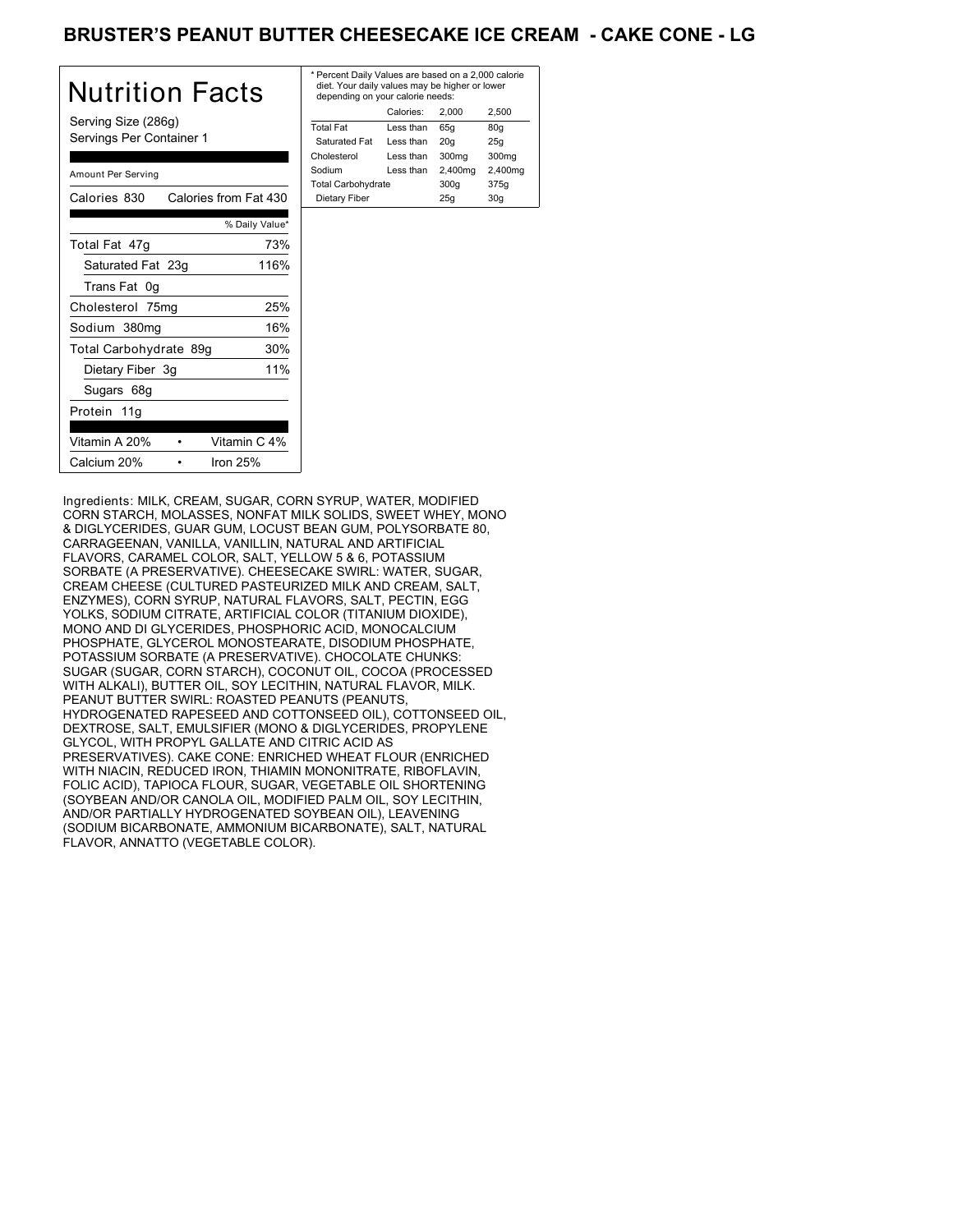## BRUSTER'S PEANUT BUTTER CHEESECAKE ICE CREAM - CAKE CONE - LG

# Nutrition Facts

Serving Size (286g)
Servings Per Container 1

Amount Per Serving

| Calories 830 | Calories from Fat 430 |
|---|---|
| | % Daily Value* |
| Total Fat 47g | 73% |
| Saturated Fat 23g | 116% |
| Trans Fat 0g | |
| Cholesterol 75mg | 25% |
| Sodium 380mg | 16% |
| Total Carbohydrate 89g | 30% |
| Dietary Fiber 3g | 11% |
| Sugars 68g | |
| Protein 11g | |

| Vitamin A 20% | • | Vitamin C 4% |
|---|---|---|
| Calcium 20% | • | Iron 25% |

* Percent Daily Values are based on a 2,000 calorie diet. Your daily values may be higher or lower depending on your calorie needs:

| | Calories: | 2,000 | 2,500 |
|---|---|---|---|
| Total Fat | Less than | 65g | 80g |
| Saturated Fat | Less than | 20g | 25g |
| Cholesterol | Less than | 300mg | 300mg |
| Sodium | Less than | 2,400mg | 2,400mg |
| Total Carbohydrate | | 300g | 375g |
| Dietary Fiber | | 25g | 30g |

Ingredients: MILK, CREAM, SUGAR, CORN SYRUP, WATER, MODIFIED CORN STARCH, MOLASSES, NONFAT MILK SOLIDS, SWEET WHEY, MONO & DIGLYCERIDES, GUAR GUM, LOCUST BEAN GUM, POLYSORBATE 80, CARRAGEENAN, VANILLA, VANILLIN, NATURAL AND ARTIFICIAL FLAVORS, CARAMEL COLOR, SALT, YELLOW 5 & 6, POTASSIUM SORBATE (A PRESERVATIVE). CHEESECAKE SWIRL: WATER, SUGAR, CREAM CHEESE (CULTURED PASTEURIZED MILK AND CREAM, SALT, ENZYMES), CORN SYRUP, NATURAL FLAVORS, SALT, PECTIN, EGG YOLKS, SODIUM CITRATE, ARTIFICIAL COLOR (TITANIUM DIOXIDE), MONO AND DI GLYCERIDES, PHOSPHORIC ACID, MONOCALCIUM PHOSPHATE, GLYCEROL MONOSTEARATE, DISODIUM PHOSPHATE, POTASSIUM SORBATE (A PRESERVATIVE). CHOCOLATE CHUNKS: SUGAR (SUGAR, CORN STARCH), COCONUT OIL, COCOA (PROCESSED WITH ALKALI), BUTTER OIL, SOY LECITHIN, NATURAL FLAVOR, MILK. PEANUT BUTTER SWIRL: ROASTED PEANUTS (PEANUTS, HYDROGENATED RAPESEED AND COTTONSEED OIL), COTTONSEED OIL, DEXTROSE, SALT, EMULSIFIER (MONO & DIGLYCERIDES, PROPYLENE GLYCOL, WITH PROPYL GALLATE AND CITRIC ACID AS PRESERVATIVES). CAKE CONE: ENRICHED WHEAT FLOUR (ENRICHED WITH NIACIN, REDUCED IRON, THIAMIN MONONITRATE, RIBOFLAVIN, FOLIC ACID), TAPIOCA FLOUR, SUGAR, VEGETABLE OIL SHORTENING (SOYBEAN AND/OR CANOLA OIL, MODIFIED PALM OIL, SOY LECITHIN, AND/OR PARTIALLY HYDROGENATED SOYBEAN OIL), LEAVENING (SODIUM BICARBONATE, AMMONIUM BICARBONATE), SALT, NATURAL FLAVOR, ANNATTO (VEGETABLE COLOR).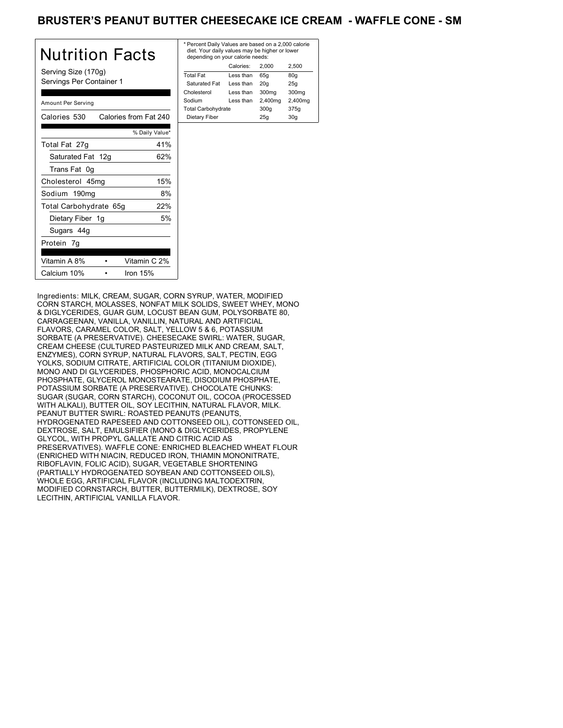# BRUSTER'S PEANUT BUTTER CHEESECAKE ICE CREAM - WAFFLE CONE - SM

## Nutrition Facts

Serving Size (170g)
Servings Per Container 1

Amount Per Serving

| Calories 530 | Calories from Fat 240 |
|---|---|
| | % Daily Value* |
| Total Fat 27g | 41% |
| Saturated Fat 12g | 62% |
| Trans Fat 0g | |
| Cholesterol 45mg | 15% |
| Sodium 190mg | 8% |
| Total Carbohydrate 65g | 22% |
| Dietary Fiber 1g | 5% |
| Sugars 44g | |
| Protein 7g | |

| Vitamin A 8% | • | Vitamin C 2% |
|---|---|---|
| Calcium 10% | • | Iron 15% |

* Percent Daily Values are based on a 2,000 calorie diet. Your daily values may be higher or lower depending on your calorie needs:

| | Calories: | 2,000 | 2,500 |
|---|---|---|---|
| Total Fat | Less than | 65g | 80g |
| Saturated Fat | Less than | 20g | 25g |
| Cholesterol | Less than | 300mg | 300mg |
| Sodium | Less than | 2,400mg | 2,400mg |
| Total Carbohydrate | | 300g | 375g |
| Dietary Fiber | | 25g | 30g |

Ingredients: MILK, CREAM, SUGAR, CORN SYRUP, WATER, MODIFIED CORN STARCH, MOLASSES, NONFAT MILK SOLIDS, SWEET WHEY, MONO & DIGLYCERIDES, GUAR GUM, LOCUST BEAN GUM, POLYSORBATE 80, CARRAGEENAN, VANILLA, VANILLIN, NATURAL AND ARTIFICIAL FLAVORS, CARAMEL COLOR, SALT, YELLOW 5 & 6, POTASSIUM SORBATE (A PRESERVATIVE). CHEESECAKE SWIRL: WATER, SUGAR, CREAM CHEESE (CULTURED PASTEURIZED MILK AND CREAM, SALT, ENZYMES), CORN SYRUP, NATURAL FLAVORS, SALT, PECTIN, EGG YOLKS, SODIUM CITRATE, ARTIFICIAL COLOR (TITANIUM DIOXIDE), MONO AND DI GLYCERIDES, PHOSPHORIC ACID, MONOCALCIUM PHOSPHATE, GLYCEROL MONOSTEARATE, DISODIUM PHOSPHATE, POTASSIUM SORBATE (A PRESERVATIVE). CHOCOLATE CHUNKS: SUGAR (SUGAR, CORN STARCH), COCONUT OIL, COCOA (PROCESSED WITH ALKALI), BUTTER OIL, SOY LECITHIN, NATURAL FLAVOR, MILK. PEANUT BUTTER SWIRL: ROASTED PEANUTS (PEANUTS, HYDROGENATED RAPESEED AND COTTONSEED OIL), COTTONSEED OIL, DEXTROSE, SALT, EMULSIFIER (MONO & DIGLYCERIDES, PROPYLENE GLYCOL, WITH PROPYL GALLATE AND CITRIC ACID AS PRESERVATIVES). WAFFLE CONE: ENRICHED BLEACHED WHEAT FLOUR (ENRICHED WITH NIACIN, REDUCED IRON, THIAMIN MONONITRATE, RIBOFLAVIN, FOLIC ACID), SUGAR, VEGETABLE SHORTENING (PARTIALLY HYDROGENATED SOYBEAN AND COTTONSEED OILS), WHOLE EGG, ARTIFICIAL FLAVOR (INCLUDING MALTODEXTRIN, MODIFIED CORNSTARCH, BUTTER, BUTTERMILK), DEXTROSE, SOY LECITHIN, ARTIFICIAL VANILLA FLAVOR.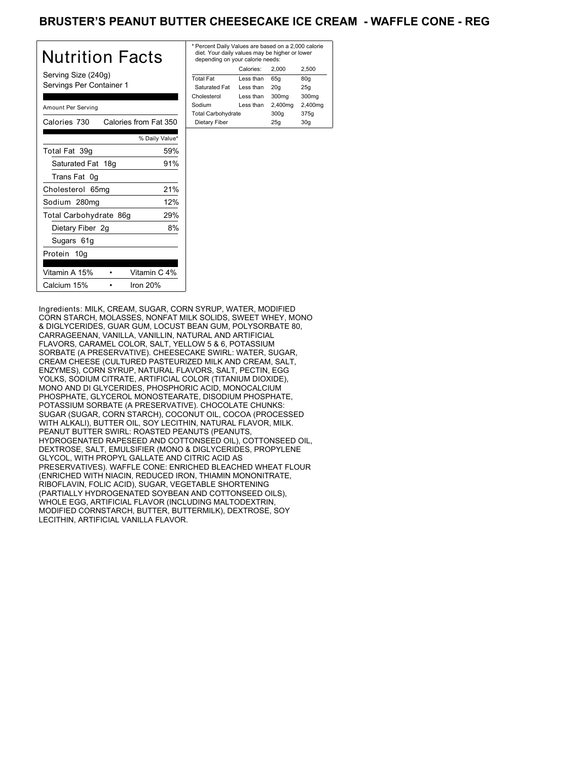# BRUSTER'S PEANUT BUTTER CHEESECAKE ICE CREAM - WAFFLE CONE - REG

## Nutrition Facts

Serving Size (240g)
Servings Per Container 1

| Amount Per Serving | |
|---|---|
| Calories 730 | Calories from Fat 350 |
| | % Daily Value* |
| Total Fat 39g | 59% |
| Saturated Fat 18g | 91% |
| Trans Fat 0g | |
| Cholesterol 65mg | 21% |
| Sodium 280mg | 12% |
| Total Carbohydrate 86g | 29% |
| Dietary Fiber 2g | 8% |
| Sugars 61g | |
| Protein 10g | |
| Vitamin A 15% • Vitamin C 4% | |
| Calcium 15% • Iron 20% | |

* Percent Daily Values are based on a 2,000 calorie diet. Your daily values may be higher or lower depending on your calorie needs:

| | Calories: | 2,000 | 2,500 |
|---|---|---|---|
| Total Fat | Less than | 65g | 80g |
| Saturated Fat | Less than | 20g | 25g |
| Cholesterol | Less than | 300mg | 300mg |
| Sodium | Less than | 2,400mg | 2,400mg |
| Total Carbohydrate | | 300g | 375g |
| Dietary Fiber | | 25g | 30g |

Ingredients: MILK, CREAM, SUGAR, CORN SYRUP, WATER, MODIFIED CORN STARCH, MOLASSES, NONFAT MILK SOLIDS, SWEET WHEY, MONO & DIGLYCERIDES, GUAR GUM, LOCUST BEAN GUM, POLYSORBATE 80, CARRAGEENAN, VANILLA, VANILLIN, NATURAL AND ARTIFICIAL FLAVORS, CARAMEL COLOR, SALT, YELLOW 5 & 6, POTASSIUM SORBATE (A PRESERVATIVE). CHEESECAKE SWIRL: WATER, SUGAR, CREAM CHEESE (CULTURED PASTEURIZED MILK AND CREAM, SALT, ENZYMES), CORN SYRUP, NATURAL FLAVORS, SALT, PECTIN, EGG YOLKS, SODIUM CITRATE, ARTIFICIAL COLOR (TITANIUM DIOXIDE), MONO AND DI GLYCERIDES, PHOSPHORIC ACID, MONOCALCIUM PHOSPHATE, GLYCEROL MONOSTEARATE, DISODIUM PHOSPHATE, POTASSIUM SORBATE (A PRESERVATIVE). CHOCOLATE CHUNKS: SUGAR (SUGAR, CORN STARCH), COCONUT OIL, COCOA (PROCESSED WITH ALKALI), BUTTER OIL, SOY LECITHIN, NATURAL FLAVOR, MILK. PEANUT BUTTER SWIRL: ROASTED PEANUTS (PEANUTS, HYDROGENATED RAPESEED AND COTTONSEED OIL), COTTONSEED OIL, DEXTROSE, SALT, EMULSIFIER (MONO & DIGLYCERIDES, PROPYLENE GLYCOL, WITH PROPYL GALLATE AND CITRIC ACID AS PRESERVATIVES). WAFFLE CONE: ENRICHED BLEACHED WHEAT FLOUR (ENRICHED WITH NIACIN, REDUCED IRON, THIAMIN MONONITRATE, RIBOFLAVIN, FOLIC ACID), SUGAR, VEGETABLE SHORTENING (PARTIALLY HYDROGENATED SOYBEAN AND COTTONSEED OILS), WHOLE EGG, ARTIFICIAL FLAVOR (INCLUDING MALTODEXTRIN, MODIFIED CORNSTARCH, BUTTER, BUTTERMILK), DEXTROSE, SOY LECITHIN, ARTIFICIAL VANILLA FLAVOR.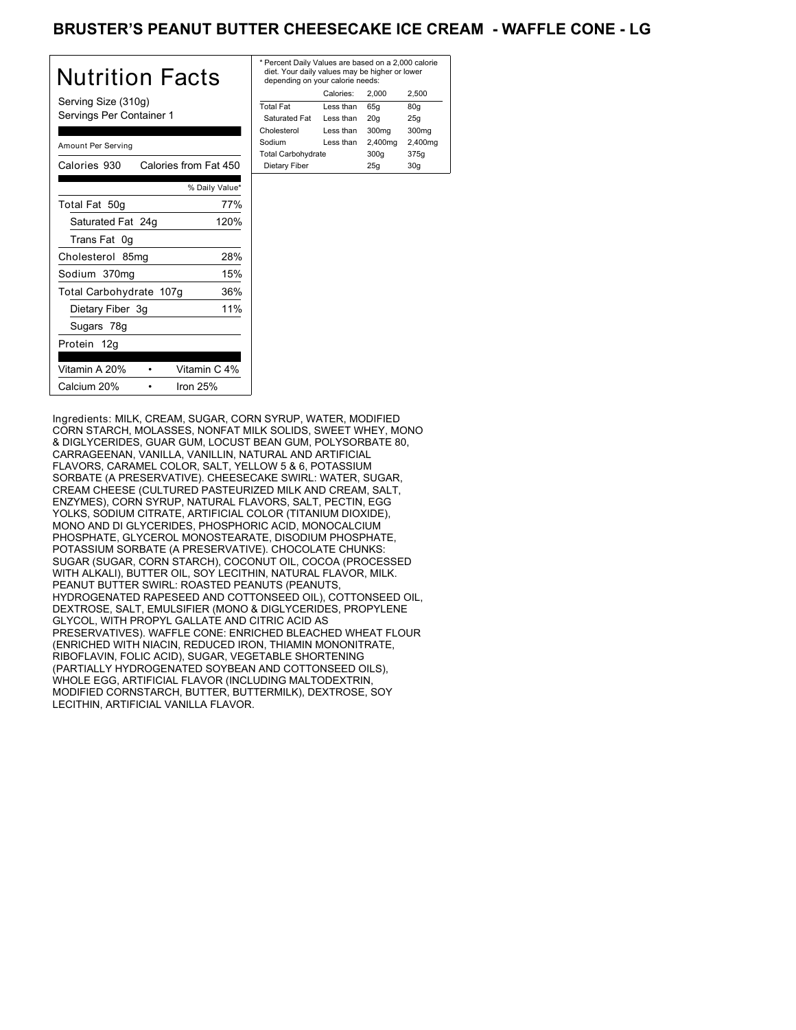# BRUSTER'S PEANUT BUTTER CHEESECAKE ICE CREAM - WAFFLE CONE - LG

## Nutrition Facts

Serving Size (310g)
Servings Per Container 1

| Amount Per Serving | |
|---|---|
| Calories 930 | Calories from Fat 450 |
| | % Daily Value* |
| Total Fat 50g | 77% |
| Saturated Fat 24g | 120% |
| Trans Fat 0g | |
| Cholesterol 85mg | 28% |
| Sodium 370mg | 15% |
| Total Carbohydrate 107g | 36% |
| Dietary Fiber 3g | 11% |
| Sugars 78g | |
| Protein 12g | |
| Vitamin A 20% | Vitamin C 4% |
| Calcium 20% | Iron 25% |

* Percent Daily Values are based on a 2,000 calorie diet. Your daily values may be higher or lower depending on your calorie needs:

| | Calories: | 2,000 | 2,500 |
|---|---|---|---|
| Total Fat | Less than | 65g | 80g |
| Saturated Fat | Less than | 20g | 25g |
| Cholesterol | Less than | 300mg | 300mg |
| Sodium | Less than | 2,400mg | 2,400mg |
| Total Carbohydrate | | 300g | 375g |
| Dietary Fiber | | 25g | 30g |

Ingredients: MILK, CREAM, SUGAR, CORN SYRUP, WATER, MODIFIED CORN STARCH, MOLASSES, NONFAT MILK SOLIDS, SWEET WHEY, MONO & DIGLYCERIDES, GUAR GUM, LOCUST BEAN GUM, POLYSORBATE 80, CARRAGEENAN, VANILLA, VANILLIN, NATURAL AND ARTIFICIAL FLAVORS, CARAMEL COLOR, SALT, YELLOW 5 & 6, POTASSIUM SORBATE (A PRESERVATIVE). CHEESECAKE SWIRL: WATER, SUGAR, CREAM CHEESE (CULTURED PASTEURIZED MILK AND CREAM, SALT, ENZYMES), CORN SYRUP, NATURAL FLAVORS, SALT, PECTIN, EGG YOLKS, SODIUM CITRATE, ARTIFICIAL COLOR (TITANIUM DIOXIDE), MONO AND DI GLYCERIDES, PHOSPHORIC ACID, MONOCALCIUM PHOSPHATE, GLYCEROL MONOSTEARATE, DISODIUM PHOSPHATE, POTASSIUM SORBATE (A PRESERVATIVE). CHOCOLATE CHUNKS: SUGAR (SUGAR, CORN STARCH), COCONUT OIL, COCOA (PROCESSED WITH ALKALI), BUTTER OIL, SOY LECITHIN, NATURAL FLAVOR, MILK. PEANUT BUTTER SWIRL: ROASTED PEANUTS (PEANUTS, HYDROGENATED RAPESEED AND COTTONSEED OIL), COTTONSEED OIL, DEXTROSE, SALT, EMULSIFIER (MONO & DIGLYCERIDES, PROPYLENE GLYCOL, WITH PROPYL GALLATE AND CITRIC ACID AS PRESERVATIVES). WAFFLE CONE: ENRICHED BLEACHED WHEAT FLOUR (ENRICHED WITH NIACIN, REDUCED IRON, THIAMIN MONONITRATE, RIBOFLAVIN, FOLIC ACID), SUGAR, VEGETABLE SHORTENING (PARTIALLY HYDROGENATED SOYBEAN AND COTTONSEED OILS), WHOLE EGG, ARTIFICIAL FLAVOR (INCLUDING MALTODEXTRIN, MODIFIED CORNSTARCH, BUTTER, BUTTERMILK), DEXTROSE, SOY LECITHIN, ARTIFICIAL VANILLA FLAVOR.